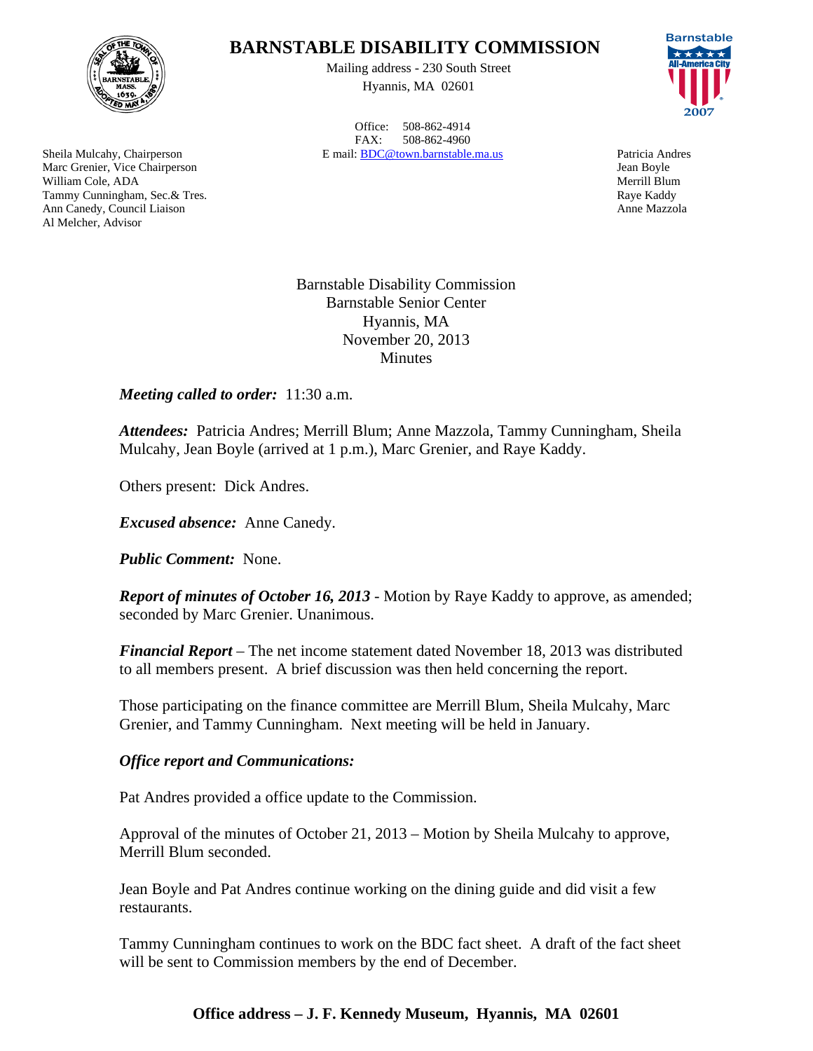# BARNSTABLE DISABILITY COMMISSION

Mailing address - 230 South Street
Hyannis, MA 02601

Office: 508-862-4914
FAX: 508-862-4960
E mail: BDC@town.barnstable.ma.us

Sheila Mulcahy, Chairperson
Marc Grenier, Vice Chairperson
William Cole, ADA
Tammy Cunningham, Sec.& Tres.
Ann Canedy, Council Liaison
Al Melcher, Advisor

Patricia Andres
Jean Boyle
Merrill Blum
Raye Kaddy
Anne Mazzola

Barnstable Disability Commission
Barnstable Senior Center
Hyannis, MA
November 20, 2013
Minutes

***Meeting called to order:*** 11:30 a.m.

***Attendees:*** Patricia Andres; Merrill Blum; Anne Mazzola, Tammy Cunningham, Sheila Mulcahy, Jean Boyle (arrived at 1 p.m.), Marc Grenier, and Raye Kaddy.

Others present: Dick Andres.

***Excused absence:*** Anne Canedy.

***Public Comment:*** None.

***Report of minutes of October 16, 2013*** - Motion by Raye Kaddy to approve, as amended; seconded by Marc Grenier. Unanimous.

***Financial Report*** – The net income statement dated November 18, 2013 was distributed to all members present. A brief discussion was then held concerning the report.

Those participating on the finance committee are Merrill Blum, Sheila Mulcahy, Marc Grenier, and Tammy Cunningham. Next meeting will be held in January.

***Office report and Communications:***

Pat Andres provided a office update to the Commission.

Approval of the minutes of October 21, 2013 – Motion by Sheila Mulcahy to approve, Merrill Blum seconded.

Jean Boyle and Pat Andres continue working on the dining guide and did visit a few restaurants.

Tammy Cunningham continues to work on the BDC fact sheet. A draft of the fact sheet will be sent to Commission members by the end of December.

**Office address – J. F. Kennedy Museum, Hyannis, MA 02601**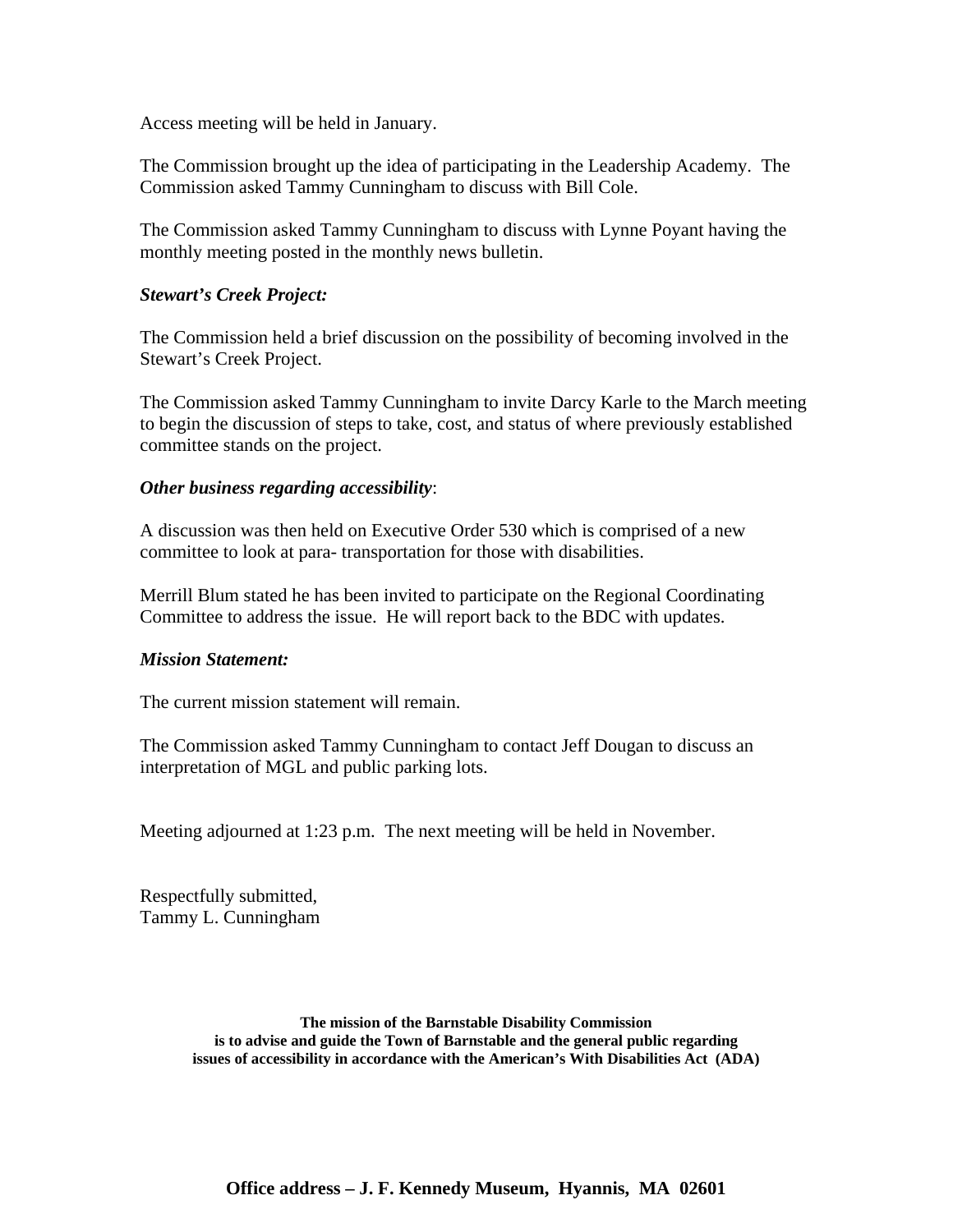Access meeting will be held in January.

The Commission brought up the idea of participating in the Leadership Academy. The Commission asked Tammy Cunningham to discuss with Bill Cole.

The Commission asked Tammy Cunningham to discuss with Lynne Poyant having the monthly meeting posted in the monthly news bulletin.

***Stewart's Creek Project:***

The Commission held a brief discussion on the possibility of becoming involved in the Stewart's Creek Project.

The Commission asked Tammy Cunningham to invite Darcy Karle to the March meeting to begin the discussion of steps to take, cost, and status of where previously established committee stands on the project.

***Other business regarding accessibility***:

A discussion was then held on Executive Order 530 which is comprised of a new committee to look at para- transportation for those with disabilities.

Merrill Blum stated he has been invited to participate on the Regional Coordinating Committee to address the issue. He will report back to the BDC with updates.

***Mission Statement:***

The current mission statement will remain.

The Commission asked Tammy Cunningham to contact Jeff Dougan to discuss an interpretation of MGL and public parking lots.

Meeting adjourned at 1:23 p.m. The next meeting will be held in November.

Respectfully submitted,
Tammy L. Cunningham

**The mission of the Barnstable Disability Commission is to advise and guide the Town of Barnstable and the general public regarding issues of accessibility in accordance with the American's With Disabilities Act (ADA)**

**Office address – J. F. Kennedy Museum, Hyannis, MA 02601**